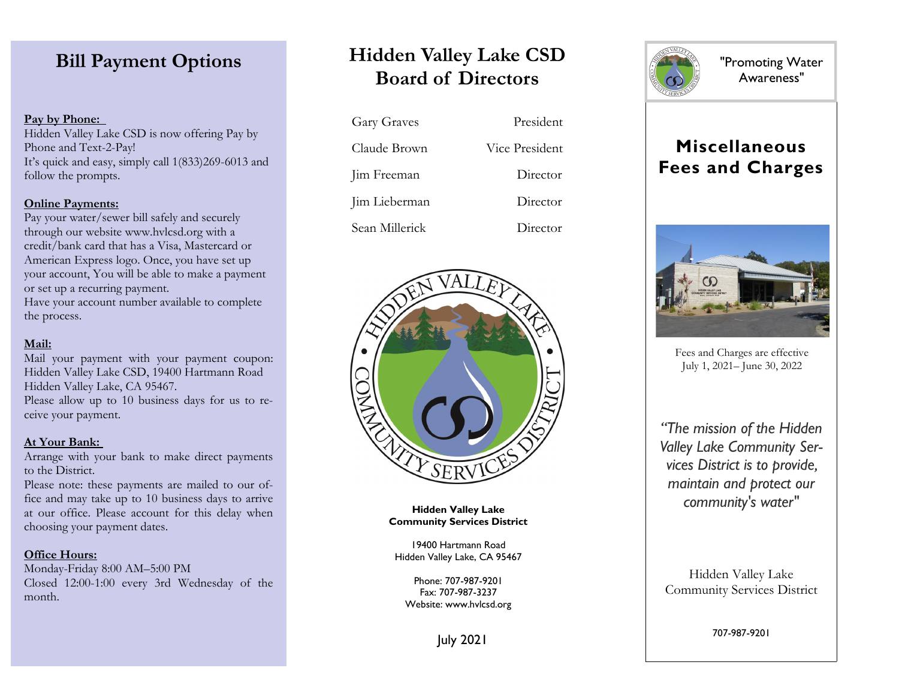# Bill Payment Options

**Pay by Phone:**
Hidden Valley Lake CSD is now offering Pay by Phone and Text-2-Pay!
It's quick and easy, simply call 1(833)269-6013 and follow the prompts.

**Online Payments:**
Pay your water/sewer bill safely and securely through our website www.hvlcsd.org with a credit/bank card that has a Visa, Mastercard or American Express logo. Once, you have set up your account, You will be able to make a payment or set up a recurring payment.
Have your account number available to complete the process.

**Mail:**
Mail your payment with your payment coupon: Hidden Valley Lake CSD, 19400 Hartmann Road Hidden Valley Lake, CA 95467.
Please allow up to 10 business days for us to receive your payment.

**At Your Bank:**
Arrange with your bank to make direct payments to the District.
Please note: these payments are mailed to our office and may take up to 10 business days to arrive at our office. Please account for this delay when choosing your payment dates.

**Office Hours:**
Monday-Friday 8:00 AM–5:00 PM
Closed 12:00-1:00 every 3rd Wednesday of the month.

# Hidden Valley Lake CSD Board of Directors

| | |
|---|---|
| Gary Graves | President |
| Claude Brown | Vice President |
| Jim Freeman | Director |
| Jim Lieberman | Director |
| Sean Millerick | Director |

**Hidden Valley Lake Community Services District**

19400 Hartmann Road
Hidden Valley Lake, CA 95467

Phone: 707-987-9201
Fax: 707-987-3237
Website: www.hvlcsd.org

July 2021

"Promoting Water Awareness"

# Miscellaneous Fees and Charges

Fees and Charges are effective July 1, 2021– June 30, 2022

*"The mission of the Hidden Valley Lake Community Services District is to provide, maintain and protect our community's water"*

Hidden Valley Lake Community Services District

707-987-9201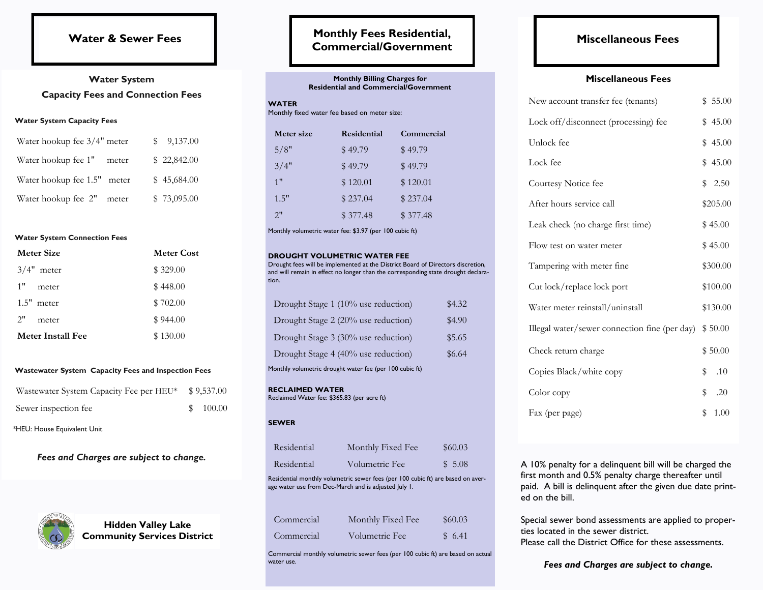# Water & Sewer Fees

## Water System Capacity Fees and Connection Fees

### Water System Capacity Fees

| | |
|---|---|
| Water hookup fee 3/4" meter | $ 9,137.00 |
| Water hookup fee 1" meter | $ 22,842.00 |
| Water hookup fee 1.5" meter | $ 45,684.00 |
| Water hookup fee 2" meter | $ 73,095.00 |

### Water System Connection Fees

| Meter Size | Meter Cost |
|---|---|
| 3/4" meter | $ 329.00 |
| 1" meter | $ 448.00 |
| 1.5" meter | $ 702.00 |
| 2" meter | $ 944.00 |
| **Meter Install Fee** | $ 130.00 |

### Wastewater System Capacity Fees and Inspection Fees

| | |
|---|---|
| Wastewater System Capacity Fee per HEU* | $ 9,537.00 |
| Sewer inspection fee | $ 100.00 |

*HEU: House Equivalent Unit

***Fees and Charges are subject to change.***

**Hidden Valley Lake Community Services District**

# Monthly Fees Residential, Commercial/Government

**Monthly Billing Charges for Residential and Commercial/Government**

**WATER**

Monthly fixed water fee based on meter size:

| Meter size | Residential | Commercial |
|---|---|---|
| 5/8" | $ 49.79 | $ 49.79 |
| 3/4" | $ 49.79 | $ 49.79 |
| 1" | $ 120.01 | $ 120.01 |
| 1.5" | $ 237.04 | $ 237.04 |
| 2" | $ 377.48 | $ 377.48 |

Monthly volumetric water fee: $3.97 (per 100 cubic ft)

**DROUGHT VOLUMETRIC WATER FEE**

Drought fees will be implemented at the District Board of Directors discretion, and will remain in effect no longer than the corresponding state drought declaration.

| | |
|---|---|
| Drought Stage 1 (10% use reduction) | $4.32 |
| Drought Stage 2 (20% use reduction) | $4.90 |
| Drought Stage 3 (30% use reduction) | $5.65 |
| Drought Stage 4 (40% use reduction) | $6.64 |

Monthly volumetric drought water fee (per 100 cubic ft)

**RECLAIMED WATER**

Reclaimed Water fee: $365.83 (per acre ft)

**SEWER**

| | | |
|---|---|---|
| Residential | Monthly Fixed Fee | $60.03 |
| Residential | Volumetric Fee | $ 5.08 |

Residential monthly volumetric sewer fees (per 100 cubic ft) are based on average water use from Dec-March and is adjusted July 1.

| | | |
|---|---|---|
| Commercial | Monthly Fixed Fee | $60.03 |
| Commercial | Volumetric Fee | $ 6.41 |

Commercial monthly volumetric sewer fees (per 100 cubic ft) are based on actual water use.

# Miscellaneous Fees

## Miscellaneous Fees

| | |
|---|---|
| New account transfer fee (tenants) | $ 55.00 |
| Lock off/disconnect (processing) fee | $ 45.00 |
| Unlock fee | $ 45.00 |
| Lock fee | $ 45.00 |
| Courtesy Notice fee | $ 2.50 |
| After hours service call | $205.00 |
| Leak check (no charge first time) | $ 45.00 |
| Flow test on water meter | $ 45.00 |
| Tampering with meter fine | $300.00 |
| Cut lock/replace lock port | $100.00 |
| Water meter reinstall/uninstall | $130.00 |
| Illegal water/sewer connection fine (per day) | $ 50.00 |
| Check return charge | $ 50.00 |
| Copies Black/white copy | $ .10 |
| Color copy | $ .20 |
| Fax (per page) | $ 1.00 |

A 10% penalty for a delinquent bill will be charged the first month and 0.5% penalty charge thereafter until paid. A bill is delinquent after the given due date printed on the bill.

Special sewer bond assessments are applied to properties located in the sewer district.
Please call the District Office for these assessments.

***Fees and Charges are subject to change.***